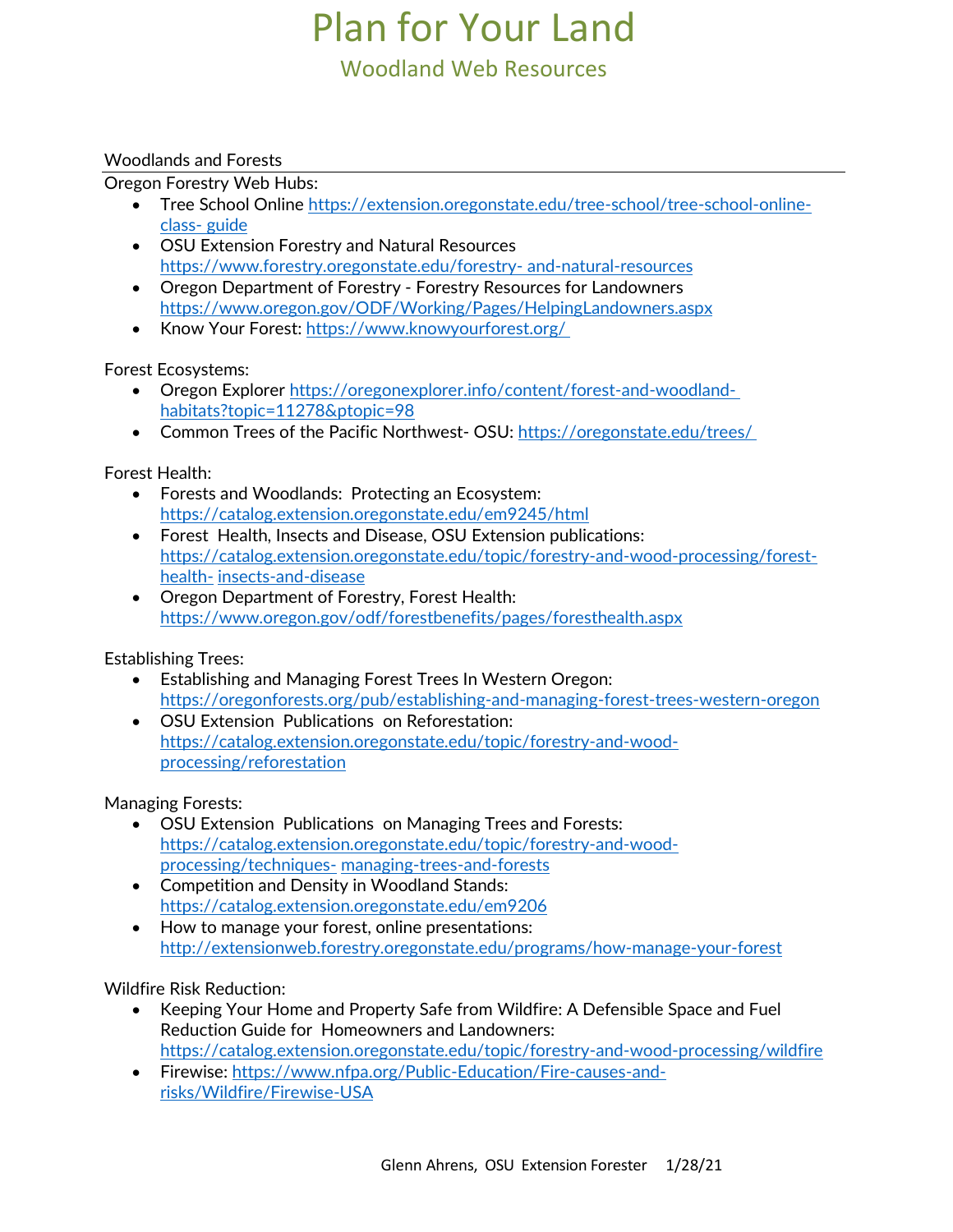# Plan for Your Land

## Woodland Web Resources

### Woodlands and Forests

Oregon Forestry Web Hubs:

- Tree School Online https://extension.oregonstate.edu/tree-school/tree-school-online-class- guide
- OSU Extension Forestry and Natural Resources https://www.forestry.oregonstate.edu/forestry- and-natural-resources
- Oregon Department of Forestry - Forestry Resources for Landowners https://www.oregon.gov/ODF/Working/Pages/HelpingLandowners.aspx
- Know Your Forest: https://www.knowyourforest.org/

Forest Ecosystems:

- Oregon Explorer https://oregonexplorer.info/content/forest-and-woodland-habitats?topic=11278&ptopic=98
- Common Trees of the Pacific Northwest- OSU: https://oregonstate.edu/trees/

Forest Health:

- Forests and Woodlands: Protecting an Ecosystem: https://catalog.extension.oregonstate.edu/em9245/html
- Forest Health, Insects and Disease, OSU Extension publications: https://catalog.extension.oregonstate.edu/topic/forestry-and-wood-processing/forest-health- insects-and-disease
- Oregon Department of Forestry, Forest Health: https://www.oregon.gov/odf/forestbenefits/pages/foresthealth.aspx

Establishing Trees:

- Establishing and Managing Forest Trees In Western Oregon: https://oregonforests.org/pub/establishing-and-managing-forest-trees-western-oregon
- OSU Extension Publications on Reforestation: https://catalog.extension.oregonstate.edu/topic/forestry-and-wood-processing/reforestation

Managing Forests:

- OSU Extension Publications on Managing Trees and Forests: https://catalog.extension.oregonstate.edu/topic/forestry-and-wood-processing/techniques- managing-trees-and-forests
- Competition and Density in Woodland Stands: https://catalog.extension.oregonstate.edu/em9206
- How to manage your forest, online presentations: http://extensionweb.forestry.oregonstate.edu/programs/how-manage-your-forest

Wildfire Risk Reduction:

- Keeping Your Home and Property Safe from Wildfire: A Defensible Space and Fuel Reduction Guide for Homeowners and Landowners: https://catalog.extension.oregonstate.edu/topic/forestry-and-wood-processing/wildfire
- Firewise: https://www.nfpa.org/Public-Education/Fire-causes-and-risks/Wildfire/Firewise-USA

Glenn Ahrens, OSU Extension Forester 1/28/21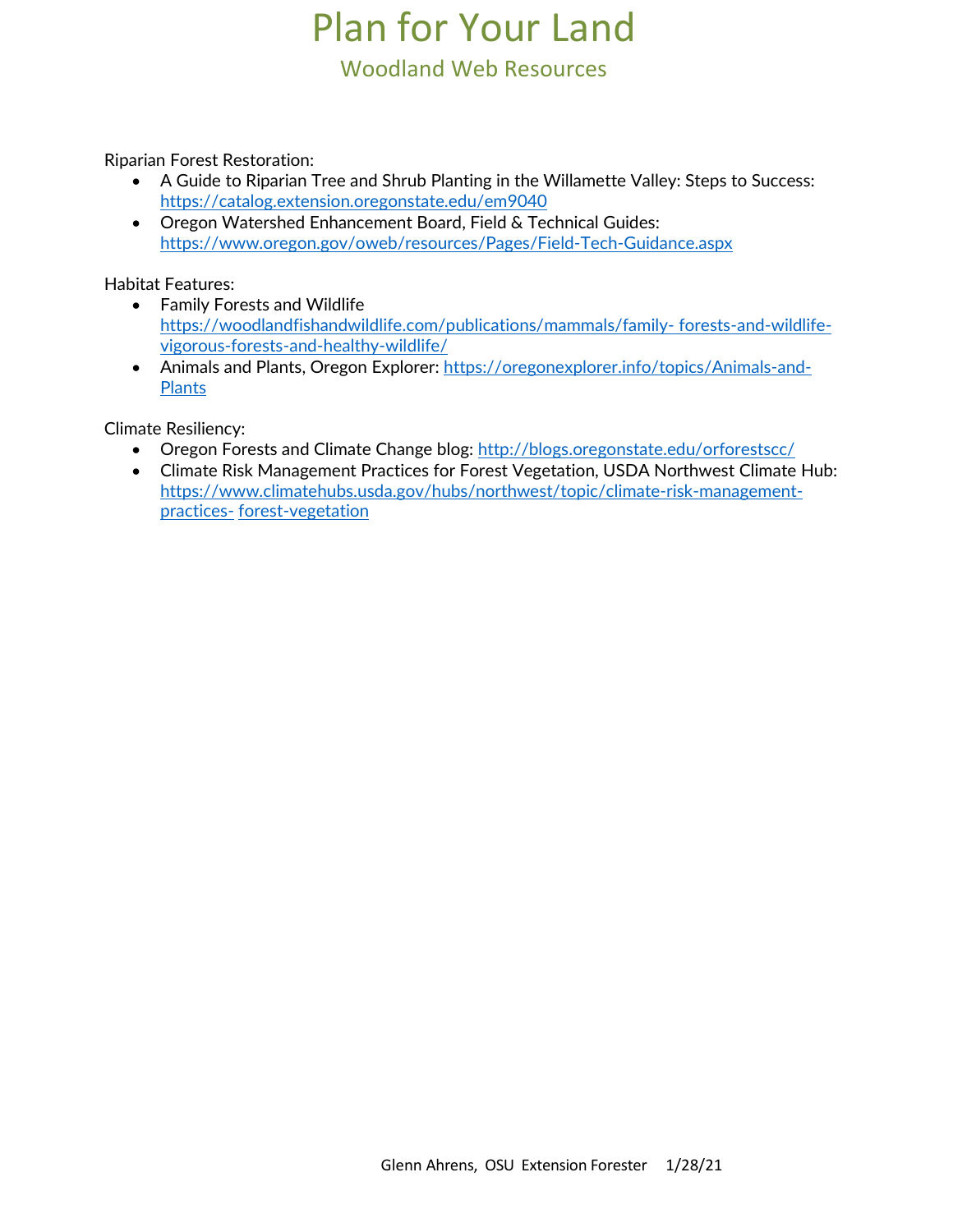# Plan for Your Land

## Woodland Web Resources

Riparian Forest Restoration:

- A Guide to Riparian Tree and Shrub Planting in the Willamette Valley: Steps to Success: https://catalog.extension.oregonstate.edu/em9040
- Oregon Watershed Enhancement Board, Field & Technical Guides: https://www.oregon.gov/oweb/resources/Pages/Field-Tech-Guidance.aspx

Habitat Features:

- Family Forests and Wildlife https://woodlandfishandwildlife.com/publications/mammals/family- forests-and-wildlife-vigorous-forests-and-healthy-wildlife/
- Animals and Plants, Oregon Explorer: https://oregonexplorer.info/topics/Animals-and-Plants

Climate Resiliency:

- Oregon Forests and Climate Change blog: http://blogs.oregonstate.edu/orforestscc/
- Climate Risk Management Practices for Forest Vegetation, USDA Northwest Climate Hub: https://www.climatehubs.usda.gov/hubs/northwest/topic/climate-risk-management-practices- forest-vegetation

Glenn Ahrens, OSU Extension Forester 1/28/21